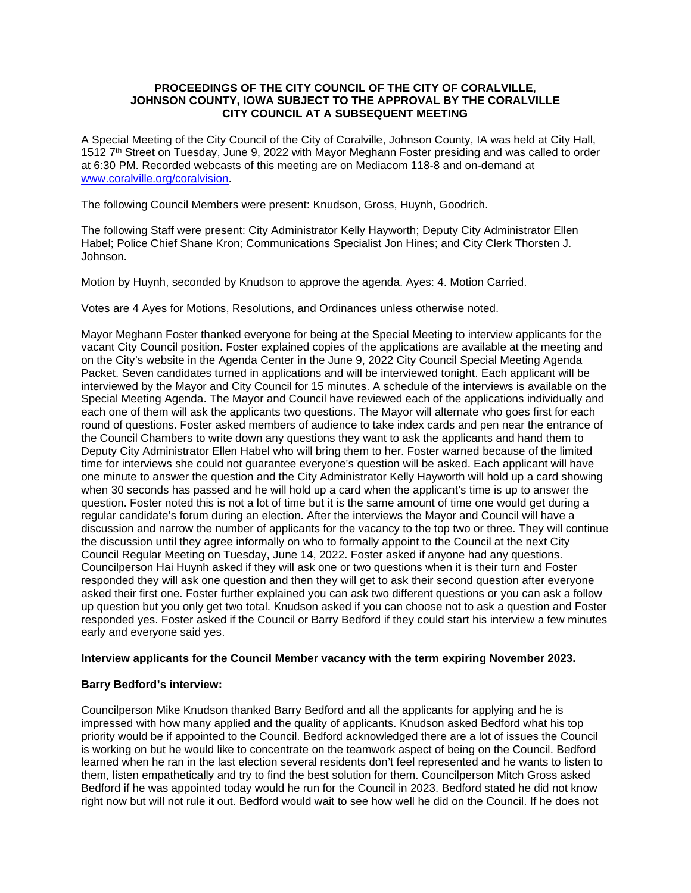**PROCEEDINGS OF THE CITY COUNCIL OF THE CITY OF CORALVILLE, JOHNSON COUNTY, IOWA SUBJECT TO THE APPROVAL BY THE CORALVILLE CITY COUNCIL AT A SUBSEQUENT MEETING**

A Special Meeting of the City Council of the City of Coralville, Johnson County, IA was held at City Hall, 1512 7th Street on Tuesday, June 9, 2022 with Mayor Meghann Foster presiding and was called to order at 6:30 PM. Recorded webcasts of this meeting are on Mediacom 118-8 and on-demand at www.coralville.org/coralvision.

The following Council Members were present: Knudson, Gross, Huynh, Goodrich.

The following Staff were present: City Administrator Kelly Hayworth; Deputy City Administrator Ellen Habel; Police Chief Shane Kron; Communications Specialist Jon Hines; and City Clerk Thorsten J. Johnson.

Motion by Huynh, seconded by Knudson to approve the agenda. Ayes: 4. Motion Carried.

Votes are 4 Ayes for Motions, Resolutions, and Ordinances unless otherwise noted.

Mayor Meghann Foster thanked everyone for being at the Special Meeting to interview applicants for the vacant City Council position. Foster explained copies of the applications are available at the meeting and on the City's website in the Agenda Center in the June 9, 2022 City Council Special Meeting Agenda Packet. Seven candidates turned in applications and will be interviewed tonight. Each applicant will be interviewed by the Mayor and City Council for 15 minutes. A schedule of the interviews is available on the Special Meeting Agenda. The Mayor and Council have reviewed each of the applications individually and each one of them will ask the applicants two questions. The Mayor will alternate who goes first for each round of questions. Foster asked members of audience to take index cards and pen near the entrance of the Council Chambers to write down any questions they want to ask the applicants and hand them to Deputy City Administrator Ellen Habel who will bring them to her. Foster warned because of the limited time for interviews she could not guarantee everyone's question will be asked. Each applicant will have one minute to answer the question and the City Administrator Kelly Hayworth will hold up a card showing when 30 seconds has passed and he will hold up a card when the applicant's time is up to answer the question. Foster noted this is not a lot of time but it is the same amount of time one would get during a regular candidate's forum during an election. After the interviews the Mayor and Council will have a discussion and narrow the number of applicants for the vacancy to the top two or three. They will continue the discussion until they agree informally on who to formally appoint to the Council at the next City Council Regular Meeting on Tuesday, June 14, 2022. Foster asked if anyone had any questions. Councilperson Hai Huynh asked if they will ask one or two questions when it is their turn and Foster responded they will ask one question and then they will get to ask their second question after everyone asked their first one. Foster further explained you can ask two different questions or you can ask a follow up question but you only get two total. Knudson asked if you can choose not to ask a question and Foster responded yes. Foster asked if the Council or Barry Bedford if they could start his interview a few minutes early and everyone said yes.

**Interview applicants for the Council Member vacancy with the term expiring November 2023.**

**Barry Bedford's interview:**

Councilperson Mike Knudson thanked Barry Bedford and all the applicants for applying and he is impressed with how many applied and the quality of applicants. Knudson asked Bedford what his top priority would be if appointed to the Council. Bedford acknowledged there are a lot of issues the Council is working on but he would like to concentrate on the teamwork aspect of being on the Council. Bedford learned when he ran in the last election several residents don't feel represented and he wants to listen to them, listen empathetically and try to find the best solution for them. Councilperson Mitch Gross asked Bedford if he was appointed today would he run for the Council in 2023. Bedford stated he did not know right now but will not rule it out. Bedford would wait to see how well he did on the Council. If he does not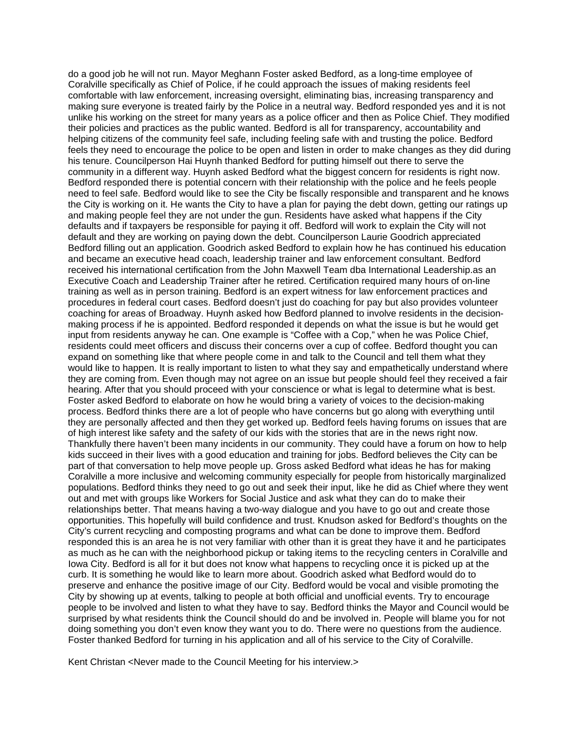do a good job he will not run. Mayor Meghann Foster asked Bedford, as a long-time employee of Coralville specifically as Chief of Police, if he could approach the issues of making residents feel comfortable with law enforcement, increasing oversight, eliminating bias, increasing transparency and making sure everyone is treated fairly by the Police in a neutral way. Bedford responded yes and it is not unlike his working on the street for many years as a police officer and then as Police Chief. They modified their policies and practices as the public wanted. Bedford is all for transparency, accountability and helping citizens of the community feel safe, including feeling safe with and trusting the police. Bedford feels they need to encourage the police to be open and listen in order to make changes as they did during his tenure. Councilperson Hai Huynh thanked Bedford for putting himself out there to serve the community in a different way. Huynh asked Bedford what the biggest concern for residents is right now. Bedford responded there is potential concern with their relationship with the police and he feels people need to feel safe. Bedford would like to see the City be fiscally responsible and transparent and he knows the City is working on it. He wants the City to have a plan for paying the debt down, getting our ratings up and making people feel they are not under the gun. Residents have asked what happens if the City defaults and if taxpayers be responsible for paying it off. Bedford will work to explain the City will not default and they are working on paying down the debt. Councilperson Laurie Goodrich appreciated Bedford filling out an application. Goodrich asked Bedford to explain how he has continued his education and became an executive head coach, leadership trainer and law enforcement consultant. Bedford received his international certification from the John Maxwell Team dba International Leadership.as an Executive Coach and Leadership Trainer after he retired. Certification required many hours of on-line training as well as in person training. Bedford is an expert witness for law enforcement practices and procedures in federal court cases. Bedford doesn't just do coaching for pay but also provides volunteer coaching for areas of Broadway. Huynh asked how Bedford planned to involve residents in the decision-making process if he is appointed. Bedford responded it depends on what the issue is but he would get input from residents anyway he can. One example is "Coffee with a Cop," when he was Police Chief, residents could meet officers and discuss their concerns over a cup of coffee. Bedford thought you can expand on something like that where people come in and talk to the Council and tell them what they would like to happen. It is really important to listen to what they say and empathetically understand where they are coming from. Even though may not agree on an issue but people should feel they received a fair hearing. After that you should proceed with your conscience or what is legal to determine what is best. Foster asked Bedford to elaborate on how he would bring a variety of voices to the decision-making process. Bedford thinks there are a lot of people who have concerns but go along with everything until they are personally affected and then they get worked up. Bedford feels having forums on issues that are of high interest like safety and the safety of our kids with the stories that are in the news right now. Thankfully there haven't been many incidents in our community. They could have a forum on how to help kids succeed in their lives with a good education and training for jobs. Bedford believes the City can be part of that conversation to help move people up. Gross asked Bedford what ideas he has for making Coralville a more inclusive and welcoming community especially for people from historically marginalized populations. Bedford thinks they need to go out and seek their input, like he did as Chief where they went out and met with groups like Workers for Social Justice and ask what they can do to make their relationships better. That means having a two-way dialogue and you have to go out and create those opportunities. This hopefully will build confidence and trust. Knudson asked for Bedford's thoughts on the City's current recycling and composting programs and what can be done to improve them. Bedford responded this is an area he is not very familiar with other than it is great they have it and he participates as much as he can with the neighborhood pickup or taking items to the recycling centers in Coralville and Iowa City. Bedford is all for it but does not know what happens to recycling once it is picked up at the curb. It is something he would like to learn more about. Goodrich asked what Bedford would do to preserve and enhance the positive image of our City. Bedford would be vocal and visible promoting the City by showing up at events, talking to people at both official and unofficial events. Try to encourage people to be involved and listen to what they have to say. Bedford thinks the Mayor and Council would be surprised by what residents think the Council should do and be involved in. People will blame you for not doing something you don't even know they want you to do. There were no questions from the audience. Foster thanked Bedford for turning in his application and all of his service to the City of Coralville.

Kent Christan <Never made to the Council Meeting for his interview.>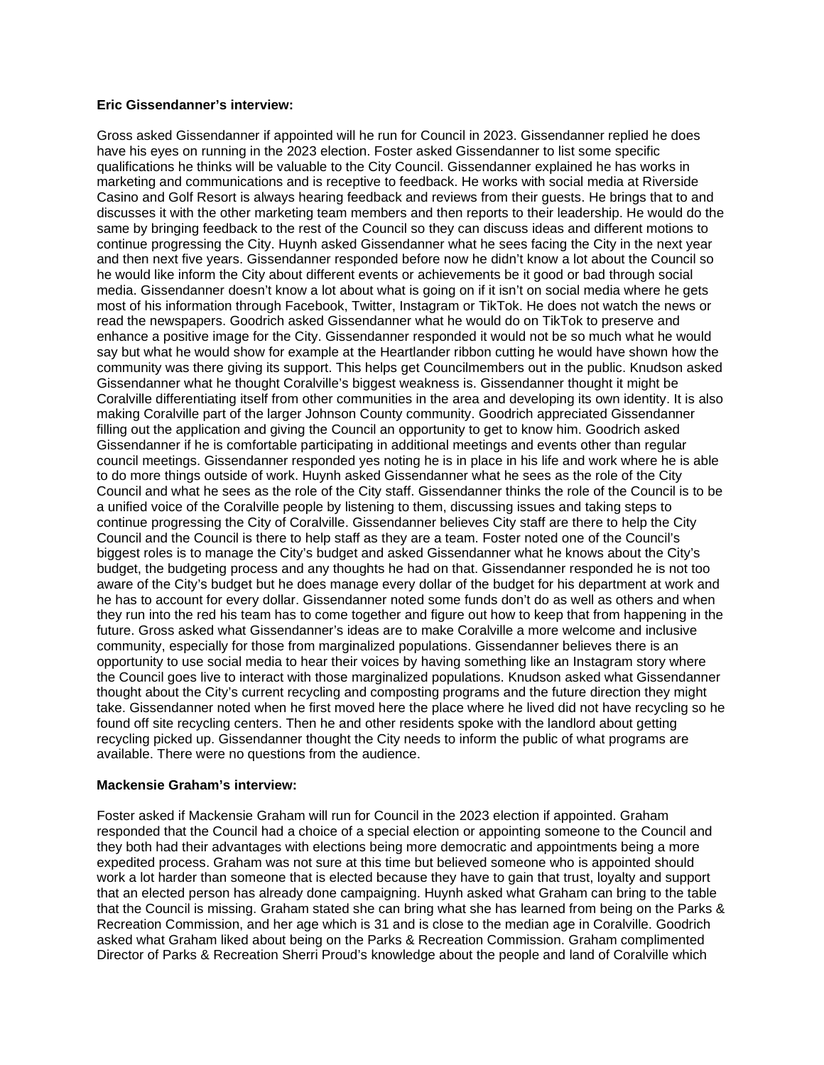**Eric Gissendanner's interview:**

Gross asked Gissendanner if appointed will he run for Council in 2023. Gissendanner replied he does have his eyes on running in the 2023 election. Foster asked Gissendanner to list some specific qualifications he thinks will be valuable to the City Council. Gissendanner explained he has works in marketing and communications and is receptive to feedback. He works with social media at Riverside Casino and Golf Resort is always hearing feedback and reviews from their guests. He brings that to and discusses it with the other marketing team members and then reports to their leadership. He would do the same by bringing feedback to the rest of the Council so they can discuss ideas and different motions to continue progressing the City. Huynh asked Gissendanner what he sees facing the City in the next year and then next five years. Gissendanner responded before now he didn't know a lot about the Council so he would like inform the City about different events or achievements be it good or bad through social media. Gissendanner doesn't know a lot about what is going on if it isn't on social media where he gets most of his information through Facebook, Twitter, Instagram or TikTok. He does not watch the news or read the newspapers. Goodrich asked Gissendanner what he would do on TikTok to preserve and enhance a positive image for the City. Gissendanner responded it would not be so much what he would say but what he would show for example at the Heartlander ribbon cutting he would have shown how the community was there giving its support. This helps get Councilmembers out in the public. Knudson asked Gissendanner what he thought Coralville's biggest weakness is. Gissendanner thought it might be Coralville differentiating itself from other communities in the area and developing its own identity. It is also making Coralville part of the larger Johnson County community. Goodrich appreciated Gissendanner filling out the application and giving the Council an opportunity to get to know him. Goodrich asked Gissendanner if he is comfortable participating in additional meetings and events other than regular council meetings. Gissendanner responded yes noting he is in place in his life and work where he is able to do more things outside of work. Huynh asked Gissendanner what he sees as the role of the City Council and what he sees as the role of the City staff. Gissendanner thinks the role of the Council is to be a unified voice of the Coralville people by listening to them, discussing issues and taking steps to continue progressing the City of Coralville. Gissendanner believes City staff are there to help the City Council and the Council is there to help staff as they are a team. Foster noted one of the Council's biggest roles is to manage the City's budget and asked Gissendanner what he knows about the City's budget, the budgeting process and any thoughts he had on that. Gissendanner responded he is not too aware of the City's budget but he does manage every dollar of the budget for his department at work and he has to account for every dollar. Gissendanner noted some funds don't do as well as others and when they run into the red his team has to come together and figure out how to keep that from happening in the future. Gross asked what Gissendanner's ideas are to make Coralville a more welcome and inclusive community, especially for those from marginalized populations. Gissendanner believes there is an opportunity to use social media to hear their voices by having something like an Instagram story where the Council goes live to interact with those marginalized populations. Knudson asked what Gissendanner thought about the City's current recycling and composting programs and the future direction they might take. Gissendanner noted when he first moved here the place where he lived did not have recycling so he found off site recycling centers. Then he and other residents spoke with the landlord about getting recycling picked up. Gissendanner thought the City needs to inform the public of what programs are available. There were no questions from the audience.

**Mackensie Graham's interview:**

Foster asked if Mackensie Graham will run for Council in the 2023 election if appointed. Graham responded that the Council had a choice of a special election or appointing someone to the Council and they both had their advantages with elections being more democratic and appointments being a more expedited process. Graham was not sure at this time but believed someone who is appointed should work a lot harder than someone that is elected because they have to gain that trust, loyalty and support that an elected person has already done campaigning. Huynh asked what Graham can bring to the table that the Council is missing. Graham stated she can bring what she has learned from being on the Parks & Recreation Commission, and her age which is 31 and is close to the median age in Coralville. Goodrich asked what Graham liked about being on the Parks & Recreation Commission. Graham complimented Director of Parks & Recreation Sherri Proud's knowledge about the people and land of Coralville which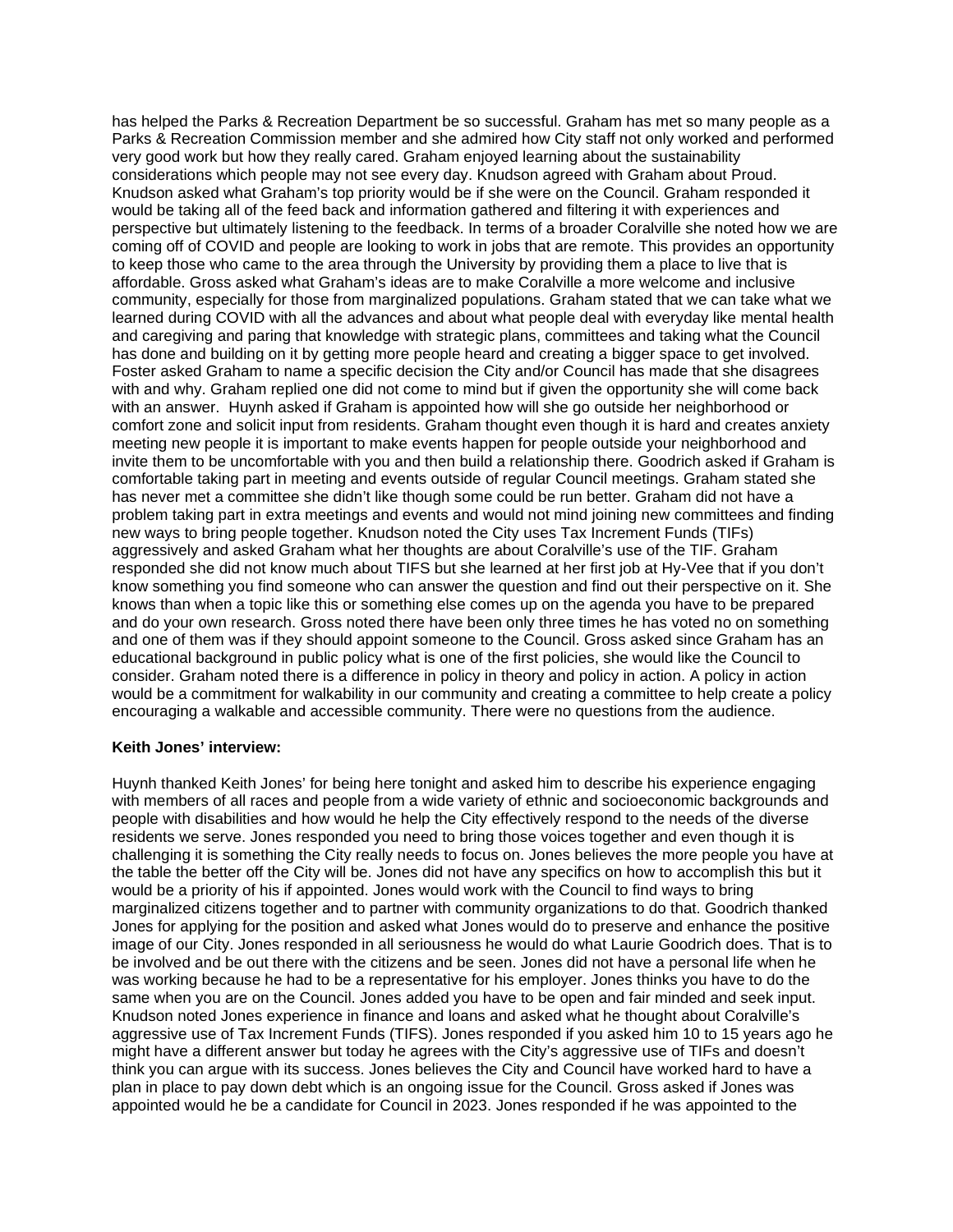has helped the Parks & Recreation Department be so successful. Graham has met so many people as a Parks & Recreation Commission member and she admired how City staff not only worked and performed very good work but how they really cared. Graham enjoyed learning about the sustainability considerations which people may not see every day. Knudson agreed with Graham about Proud. Knudson asked what Graham's top priority would be if she were on the Council. Graham responded it would be taking all of the feed back and information gathered and filtering it with experiences and perspective but ultimately listening to the feedback. In terms of a broader Coralville she noted how we are coming off of COVID and people are looking to work in jobs that are remote. This provides an opportunity to keep those who came to the area through the University by providing them a place to live that is affordable. Gross asked what Graham's ideas are to make Coralville a more welcome and inclusive community, especially for those from marginalized populations. Graham stated that we can take what we learned during COVID with all the advances and about what people deal with everyday like mental health and caregiving and paring that knowledge with strategic plans, committees and taking what the Council has done and building on it by getting more people heard and creating a bigger space to get involved. Foster asked Graham to name a specific decision the City and/or Council has made that she disagrees with and why. Graham replied one did not come to mind but if given the opportunity she will come back with an answer. Huynh asked if Graham is appointed how will she go outside her neighborhood or comfort zone and solicit input from residents. Graham thought even though it is hard and creates anxiety meeting new people it is important to make events happen for people outside your neighborhood and invite them to be uncomfortable with you and then build a relationship there. Goodrich asked if Graham is comfortable taking part in meeting and events outside of regular Council meetings. Graham stated she has never met a committee she didn't like though some could be run better. Graham did not have a problem taking part in extra meetings and events and would not mind joining new committees and finding new ways to bring people together. Knudson noted the City uses Tax Increment Funds (TIFs) aggressively and asked Graham what her thoughts are about Coralville's use of the TIF. Graham responded she did not know much about TIFS but she learned at her first job at Hy-Vee that if you don't know something you find someone who can answer the question and find out their perspective on it. She knows than when a topic like this or something else comes up on the agenda you have to be prepared and do your own research. Gross noted there have been only three times he has voted no on something and one of them was if they should appoint someone to the Council. Gross asked since Graham has an educational background in public policy what is one of the first policies, she would like the Council to consider. Graham noted there is a difference in policy in theory and policy in action. A policy in action would be a commitment for walkability in our community and creating a committee to help create a policy encouraging a walkable and accessible community. There were no questions from the audience.

**Keith Jones' interview:**

Huynh thanked Keith Jones' for being here tonight and asked him to describe his experience engaging with members of all races and people from a wide variety of ethnic and socioeconomic backgrounds and people with disabilities and how would he help the City effectively respond to the needs of the diverse residents we serve. Jones responded you need to bring those voices together and even though it is challenging it is something the City really needs to focus on. Jones believes the more people you have at the table the better off the City will be. Jones did not have any specifics on how to accomplish this but it would be a priority of his if appointed. Jones would work with the Council to find ways to bring marginalized citizens together and to partner with community organizations to do that. Goodrich thanked Jones for applying for the position and asked what Jones would do to preserve and enhance the positive image of our City. Jones responded in all seriousness he would do what Laurie Goodrich does. That is to be involved and be out there with the citizens and be seen. Jones did not have a personal life when he was working because he had to be a representative for his employer. Jones thinks you have to do the same when you are on the Council. Jones added you have to be open and fair minded and seek input. Knudson noted Jones experience in finance and loans and asked what he thought about Coralville's aggressive use of Tax Increment Funds (TIFS). Jones responded if you asked him 10 to 15 years ago he might have a different answer but today he agrees with the City's aggressive use of TIFs and doesn't think you can argue with its success. Jones believes the City and Council have worked hard to have a plan in place to pay down debt which is an ongoing issue for the Council. Gross asked if Jones was appointed would he be a candidate for Council in 2023. Jones responded if he was appointed to the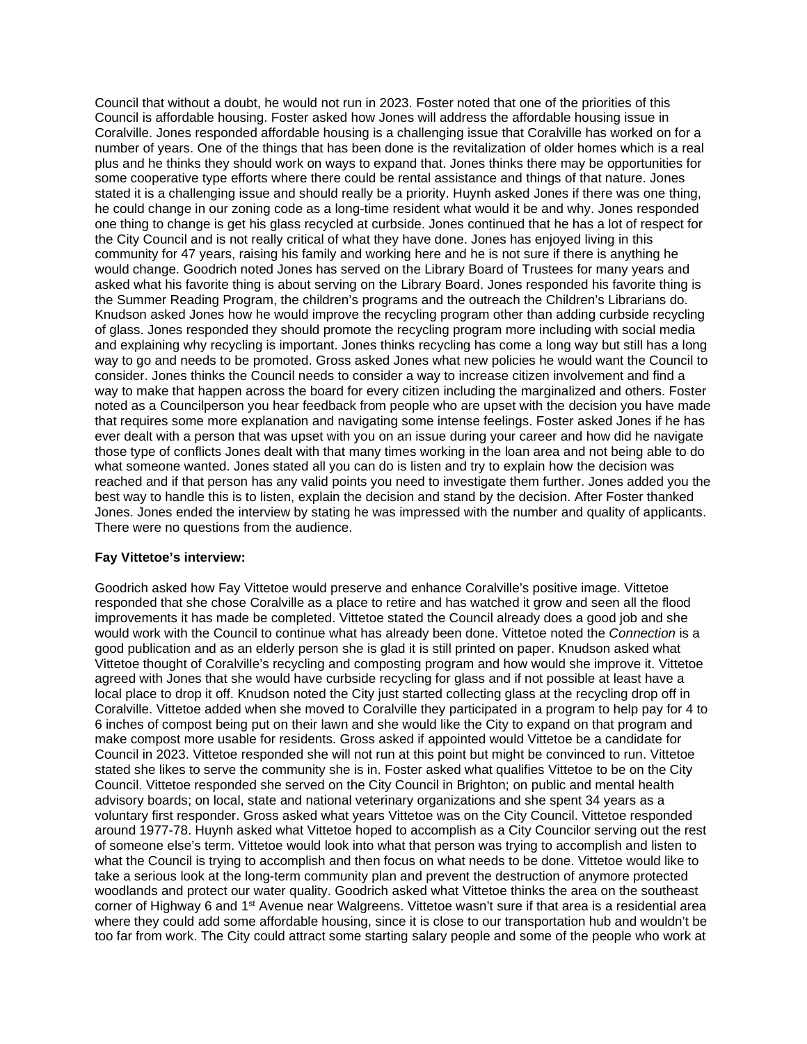Council that without a doubt, he would not run in 2023. Foster noted that one of the priorities of this Council is affordable housing. Foster asked how Jones will address the affordable housing issue in Coralville. Jones responded affordable housing is a challenging issue that Coralville has worked on for a number of years. One of the things that has been done is the revitalization of older homes which is a real plus and he thinks they should work on ways to expand that. Jones thinks there may be opportunities for some cooperative type efforts where there could be rental assistance and things of that nature. Jones stated it is a challenging issue and should really be a priority. Huynh asked Jones if there was one thing, he could change in our zoning code as a long-time resident what would it be and why. Jones responded one thing to change is get his glass recycled at curbside. Jones continued that he has a lot of respect for the City Council and is not really critical of what they have done. Jones has enjoyed living in this community for 47 years, raising his family and working here and he is not sure if there is anything he would change. Goodrich noted Jones has served on the Library Board of Trustees for many years and asked what his favorite thing is about serving on the Library Board. Jones responded his favorite thing is the Summer Reading Program, the children's programs and the outreach the Children's Librarians do. Knudson asked Jones how he would improve the recycling program other than adding curbside recycling of glass. Jones responded they should promote the recycling program more including with social media and explaining why recycling is important. Jones thinks recycling has come a long way but still has a long way to go and needs to be promoted. Gross asked Jones what new policies he would want the Council to consider. Jones thinks the Council needs to consider a way to increase citizen involvement and find a way to make that happen across the board for every citizen including the marginalized and others. Foster noted as a Councilperson you hear feedback from people who are upset with the decision you have made that requires some more explanation and navigating some intense feelings. Foster asked Jones if he has ever dealt with a person that was upset with you on an issue during your career and how did he navigate those type of conflicts Jones dealt with that many times working in the loan area and not being able to do what someone wanted. Jones stated all you can do is listen and try to explain how the decision was reached and if that person has any valid points you need to investigate them further. Jones added you the best way to handle this is to listen, explain the decision and stand by the decision. After Foster thanked Jones. Jones ended the interview by stating he was impressed with the number and quality of applicants. There were no questions from the audience.

**Fay Vittetoe's interview:**

Goodrich asked how Fay Vittetoe would preserve and enhance Coralville's positive image. Vittetoe responded that she chose Coralville as a place to retire and has watched it grow and seen all the flood improvements it has made be completed. Vittetoe stated the Council already does a good job and she would work with the Council to continue what has already been done. Vittetoe noted the *Connection* is a good publication and as an elderly person she is glad it is still printed on paper. Knudson asked what Vittetoe thought of Coralville's recycling and composting program and how would she improve it. Vittetoe agreed with Jones that she would have curbside recycling for glass and if not possible at least have a local place to drop it off. Knudson noted the City just started collecting glass at the recycling drop off in Coralville. Vittetoe added when she moved to Coralville they participated in a program to help pay for 4 to 6 inches of compost being put on their lawn and she would like the City to expand on that program and make compost more usable for residents. Gross asked if appointed would Vittetoe be a candidate for Council in 2023. Vittetoe responded she will not run at this point but might be convinced to run. Vittetoe stated she likes to serve the community she is in. Foster asked what qualifies Vittetoe to be on the City Council. Vittetoe responded she served on the City Council in Brighton; on public and mental health advisory boards; on local, state and national veterinary organizations and she spent 34 years as a voluntary first responder. Gross asked what years Vittetoe was on the City Council. Vittetoe responded around 1977-78. Huynh asked what Vittetoe hoped to accomplish as a City Councilor serving out the rest of someone else's term. Vittetoe would look into what that person was trying to accomplish and listen to what the Council is trying to accomplish and then focus on what needs to be done. Vittetoe would like to take a serious look at the long-term community plan and prevent the destruction of anymore protected woodlands and protect our water quality. Goodrich asked what Vittetoe thinks the area on the southeast corner of Highway 6 and 1st Avenue near Walgreens. Vittetoe wasn't sure if that area is a residential area where they could add some affordable housing, since it is close to our transportation hub and wouldn't be too far from work. The City could attract some starting salary people and some of the people who work at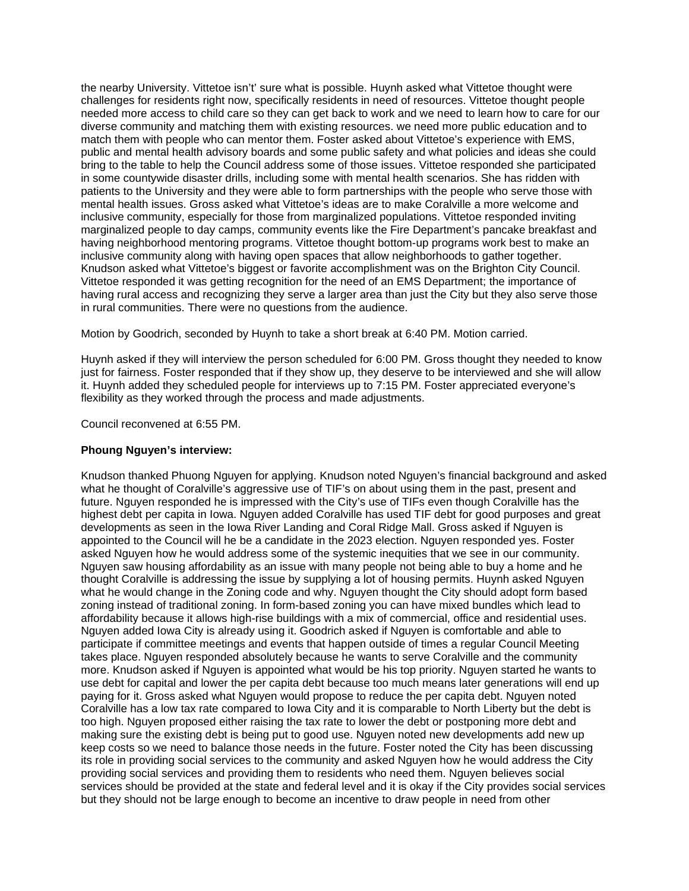the nearby University. Vittetoe isn't' sure what is possible. Huynh asked what Vittetoe thought were challenges for residents right now, specifically residents in need of resources. Vittetoe thought people needed more access to child care so they can get back to work and we need to learn how to care for our diverse community and matching them with existing resources. we need more public education and to match them with people who can mentor them. Foster asked about Vittetoe's experience with EMS, public and mental health advisory boards and some public safety and what policies and ideas she could bring to the table to help the Council address some of those issues. Vittetoe responded she participated in some countywide disaster drills, including some with mental health scenarios. She has ridden with patients to the University and they were able to form partnerships with the people who serve those with mental health issues. Gross asked what Vittetoe's ideas are to make Coralville a more welcome and inclusive community, especially for those from marginalized populations. Vittetoe responded inviting marginalized people to day camps, community events like the Fire Department's pancake breakfast and having neighborhood mentoring programs. Vittetoe thought bottom-up programs work best to make an inclusive community along with having open spaces that allow neighborhoods to gather together. Knudson asked what Vittetoe's biggest or favorite accomplishment was on the Brighton City Council. Vittetoe responded it was getting recognition for the need of an EMS Department; the importance of having rural access and recognizing they serve a larger area than just the City but they also serve those in rural communities. There were no questions from the audience.

Motion by Goodrich, seconded by Huynh to take a short break at 6:40 PM. Motion carried.

Huynh asked if they will interview the person scheduled for 6:00 PM. Gross thought they needed to know just for fairness. Foster responded that if they show up, they deserve to be interviewed and she will allow it. Huynh added they scheduled people for interviews up to 7:15 PM. Foster appreciated everyone's flexibility as they worked through the process and made adjustments.

Council reconvened at 6:55 PM.

**Phoung Nguyen's interview:**

Knudson thanked Phuong Nguyen for applying. Knudson noted Nguyen's financial background and asked what he thought of Coralville's aggressive use of TIF's on about using them in the past, present and future. Nguyen responded he is impressed with the City's use of TIFs even though Coralville has the highest debt per capita in Iowa. Nguyen added Coralville has used TIF debt for good purposes and great developments as seen in the Iowa River Landing and Coral Ridge Mall. Gross asked if Nguyen is appointed to the Council will he be a candidate in the 2023 election. Nguyen responded yes. Foster asked Nguyen how he would address some of the systemic inequities that we see in our community. Nguyen saw housing affordability as an issue with many people not being able to buy a home and he thought Coralville is addressing the issue by supplying a lot of housing permits. Huynh asked Nguyen what he would change in the Zoning code and why. Nguyen thought the City should adopt form based zoning instead of traditional zoning. In form-based zoning you can have mixed bundles which lead to affordability because it allows high-rise buildings with a mix of commercial, office and residential uses. Nguyen added Iowa City is already using it. Goodrich asked if Nguyen is comfortable and able to participate if committee meetings and events that happen outside of times a regular Council Meeting takes place. Nguyen responded absolutely because he wants to serve Coralville and the community more. Knudson asked if Nguyen is appointed what would be his top priority. Nguyen started he wants to use debt for capital and lower the per capita debt because too much means later generations will end up paying for it. Gross asked what Nguyen would propose to reduce the per capita debt. Nguyen noted Coralville has a low tax rate compared to Iowa City and it is comparable to North Liberty but the debt is too high. Nguyen proposed either raising the tax rate to lower the debt or postponing more debt and making sure the existing debt is being put to good use. Nguyen noted new developments add new up keep costs so we need to balance those needs in the future. Foster noted the City has been discussing its role in providing social services to the community and asked Nguyen how he would address the City providing social services and providing them to residents who need them. Nguyen believes social services should be provided at the state and federal level and it is okay if the City provides social services but they should not be large enough to become an incentive to draw people in need from other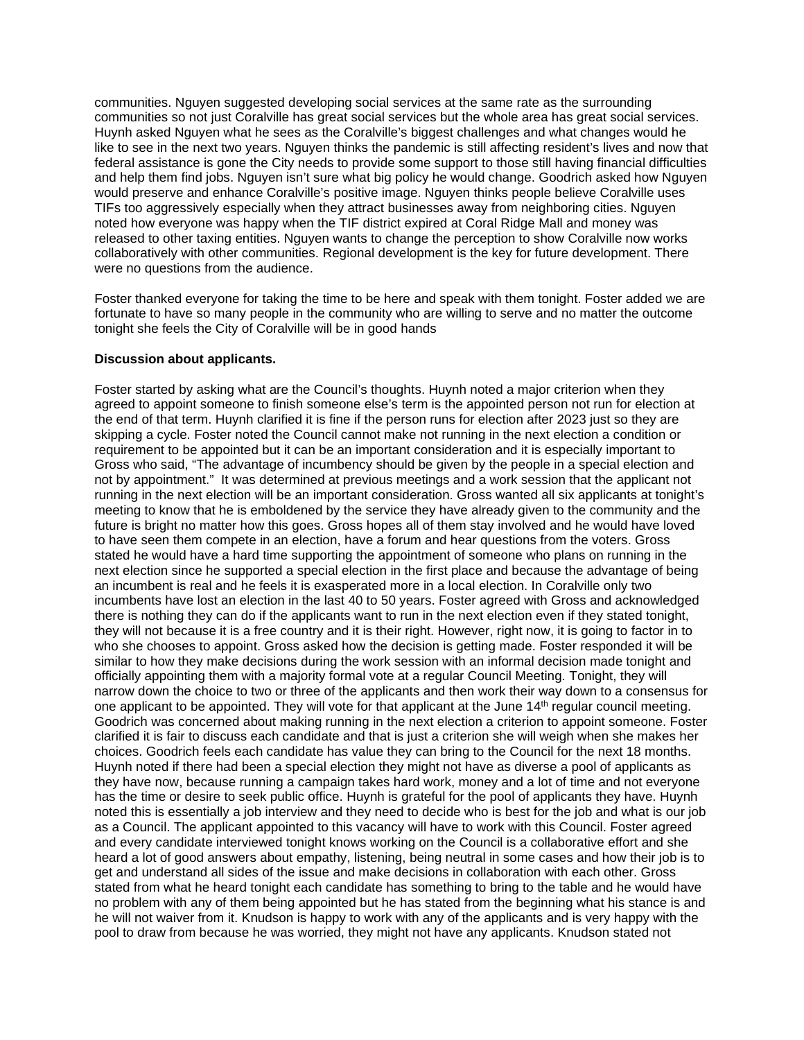communities. Nguyen suggested developing social services at the same rate as the surrounding communities so not just Coralville has great social services but the whole area has great social services. Huynh asked Nguyen what he sees as the Coralville's biggest challenges and what changes would he like to see in the next two years. Nguyen thinks the pandemic is still affecting resident's lives and now that federal assistance is gone the City needs to provide some support to those still having financial difficulties and help them find jobs. Nguyen isn't sure what big policy he would change. Goodrich asked how Nguyen would preserve and enhance Coralville's positive image. Nguyen thinks people believe Coralville uses TIFs too aggressively especially when they attract businesses away from neighboring cities. Nguyen noted how everyone was happy when the TIF district expired at Coral Ridge Mall and money was released to other taxing entities. Nguyen wants to change the perception to show Coralville now works collaboratively with other communities. Regional development is the key for future development. There were no questions from the audience.

Foster thanked everyone for taking the time to be here and speak with them tonight. Foster added we are fortunate to have so many people in the community who are willing to serve and no matter the outcome tonight she feels the City of Coralville will be in good hands

**Discussion about applicants.**

Foster started by asking what are the Council's thoughts. Huynh noted a major criterion when they agreed to appoint someone to finish someone else's term is the appointed person not run for election at the end of that term. Huynh clarified it is fine if the person runs for election after 2023 just so they are skipping a cycle. Foster noted the Council cannot make not running in the next election a condition or requirement to be appointed but it can be an important consideration and it is especially important to Gross who said, "The advantage of incumbency should be given by the people in a special election and not by appointment." It was determined at previous meetings and a work session that the applicant not running in the next election will be an important consideration. Gross wanted all six applicants at tonight's meeting to know that he is emboldened by the service they have already given to the community and the future is bright no matter how this goes. Gross hopes all of them stay involved and he would have loved to have seen them compete in an election, have a forum and hear questions from the voters. Gross stated he would have a hard time supporting the appointment of someone who plans on running in the next election since he supported a special election in the first place and because the advantage of being an incumbent is real and he feels it is exasperated more in a local election. In Coralville only two incumbents have lost an election in the last 40 to 50 years. Foster agreed with Gross and acknowledged there is nothing they can do if the applicants want to run in the next election even if they stated tonight, they will not because it is a free country and it is their right. However, right now, it is going to factor in to who she chooses to appoint. Gross asked how the decision is getting made. Foster responded it will be similar to how they make decisions during the work session with an informal decision made tonight and officially appointing them with a majority formal vote at a regular Council Meeting. Tonight, they will narrow down the choice to two or three of the applicants and then work their way down to a consensus for one applicant to be appointed. They will vote for that applicant at the June 14th regular council meeting. Goodrich was concerned about making running in the next election a criterion to appoint someone. Foster clarified it is fair to discuss each candidate and that is just a criterion she will weigh when she makes her choices. Goodrich feels each candidate has value they can bring to the Council for the next 18 months. Huynh noted if there had been a special election they might not have as diverse a pool of applicants as they have now, because running a campaign takes hard work, money and a lot of time and not everyone has the time or desire to seek public office. Huynh is grateful for the pool of applicants they have. Huynh noted this is essentially a job interview and they need to decide who is best for the job and what is our job as a Council. The applicant appointed to this vacancy will have to work with this Council. Foster agreed and every candidate interviewed tonight knows working on the Council is a collaborative effort and she heard a lot of good answers about empathy, listening, being neutral in some cases and how their job is to get and understand all sides of the issue and make decisions in collaboration with each other. Gross stated from what he heard tonight each candidate has something to bring to the table and he would have no problem with any of them being appointed but he has stated from the beginning what his stance is and he will not waiver from it. Knudson is happy to work with any of the applicants and is very happy with the pool to draw from because he was worried, they might not have any applicants. Knudson stated not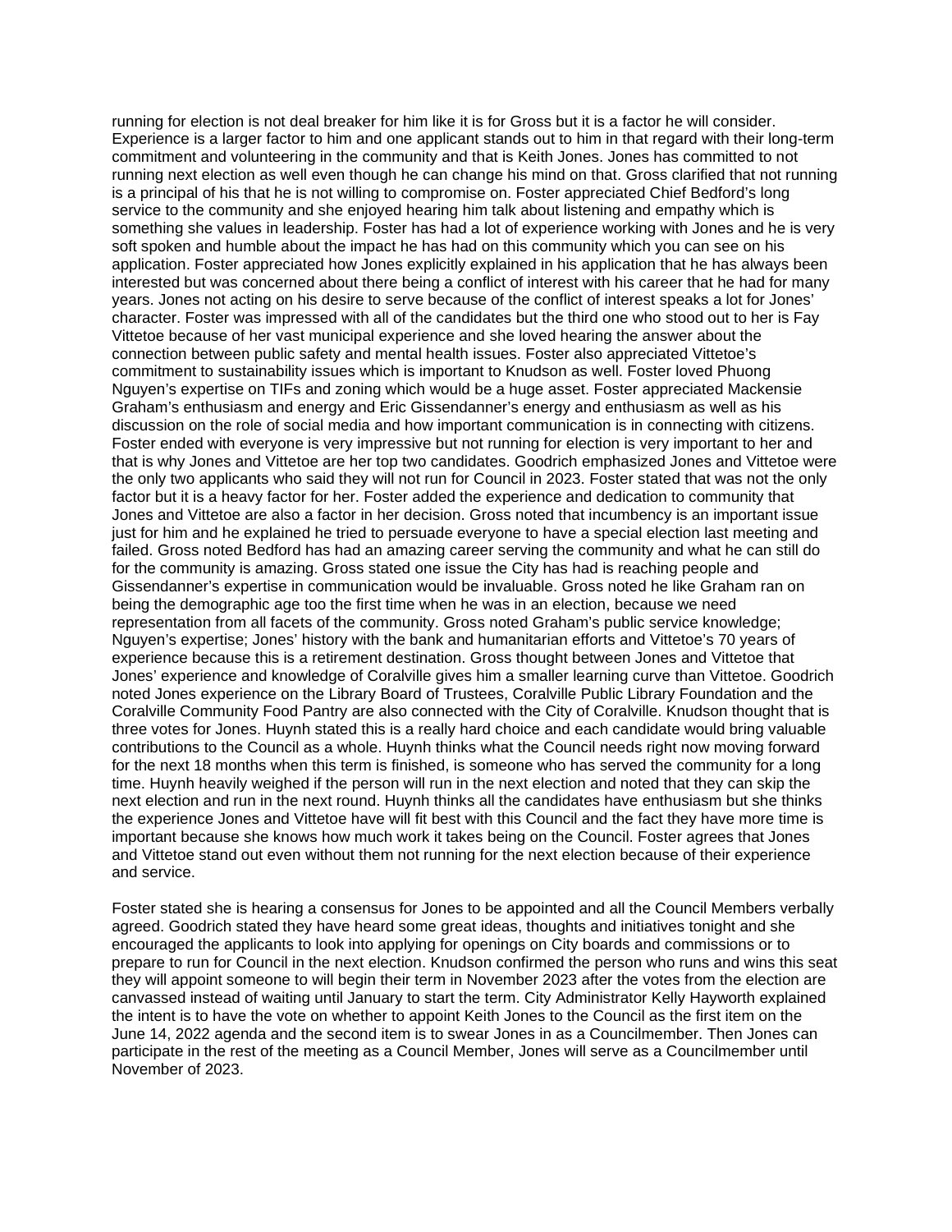running for election is not deal breaker for him like it is for Gross but it is a factor he will consider. Experience is a larger factor to him and one applicant stands out to him in that regard with their long-term commitment and volunteering in the community and that is Keith Jones. Jones has committed to not running next election as well even though he can change his mind on that. Gross clarified that not running is a principal of his that he is not willing to compromise on. Foster appreciated Chief Bedford's long service to the community and she enjoyed hearing him talk about listening and empathy which is something she values in leadership. Foster has had a lot of experience working with Jones and he is very soft spoken and humble about the impact he has had on this community which you can see on his application. Foster appreciated how Jones explicitly explained in his application that he has always been interested but was concerned about there being a conflict of interest with his career that he had for many years. Jones not acting on his desire to serve because of the conflict of interest speaks a lot for Jones' character. Foster was impressed with all of the candidates but the third one who stood out to her is Fay Vittetoe because of her vast municipal experience and she loved hearing the answer about the connection between public safety and mental health issues. Foster also appreciated Vittetoe's commitment to sustainability issues which is important to Knudson as well. Foster loved Phuong Nguyen's expertise on TIFs and zoning which would be a huge asset. Foster appreciated Mackensie Graham's enthusiasm and energy and Eric Gissendanner's energy and enthusiasm as well as his discussion on the role of social media and how important communication is in connecting with citizens. Foster ended with everyone is very impressive but not running for election is very important to her and that is why Jones and Vittetoe are her top two candidates. Goodrich emphasized Jones and Vittetoe were the only two applicants who said they will not run for Council in 2023. Foster stated that was not the only factor but it is a heavy factor for her. Foster added the experience and dedication to community that Jones and Vittetoe are also a factor in her decision. Gross noted that incumbency is an important issue just for him and he explained he tried to persuade everyone to have a special election last meeting and failed. Gross noted Bedford has had an amazing career serving the community and what he can still do for the community is amazing. Gross stated one issue the City has had is reaching people and Gissendanner's expertise in communication would be invaluable. Gross noted he like Graham ran on being the demographic age too the first time when he was in an election, because we need representation from all facets of the community. Gross noted Graham's public service knowledge; Nguyen's expertise; Jones' history with the bank and humanitarian efforts and Vittetoe's 70 years of experience because this is a retirement destination. Gross thought between Jones and Vittetoe that Jones' experience and knowledge of Coralville gives him a smaller learning curve than Vittetoe. Goodrich noted Jones experience on the Library Board of Trustees, Coralville Public Library Foundation and the Coralville Community Food Pantry are also connected with the City of Coralville. Knudson thought that is three votes for Jones. Huynh stated this is a really hard choice and each candidate would bring valuable contributions to the Council as a whole. Huynh thinks what the Council needs right now moving forward for the next 18 months when this term is finished, is someone who has served the community for a long time. Huynh heavily weighed if the person will run in the next election and noted that they can skip the next election and run in the next round. Huynh thinks all the candidates have enthusiasm but she thinks the experience Jones and Vittetoe have will fit best with this Council and the fact they have more time is important because she knows how much work it takes being on the Council. Foster agrees that Jones and Vittetoe stand out even without them not running for the next election because of their experience and service.

Foster stated she is hearing a consensus for Jones to be appointed and all the Council Members verbally agreed. Goodrich stated they have heard some great ideas, thoughts and initiatives tonight and she encouraged the applicants to look into applying for openings on City boards and commissions or to prepare to run for Council in the next election. Knudson confirmed the person who runs and wins this seat they will appoint someone to will begin their term in November 2023 after the votes from the election are canvassed instead of waiting until January to start the term. City Administrator Kelly Hayworth explained the intent is to have the vote on whether to appoint Keith Jones to the Council as the first item on the June 14, 2022 agenda and the second item is to swear Jones in as a Councilmember. Then Jones can participate in the rest of the meeting as a Council Member, Jones will serve as a Councilmember until November of 2023.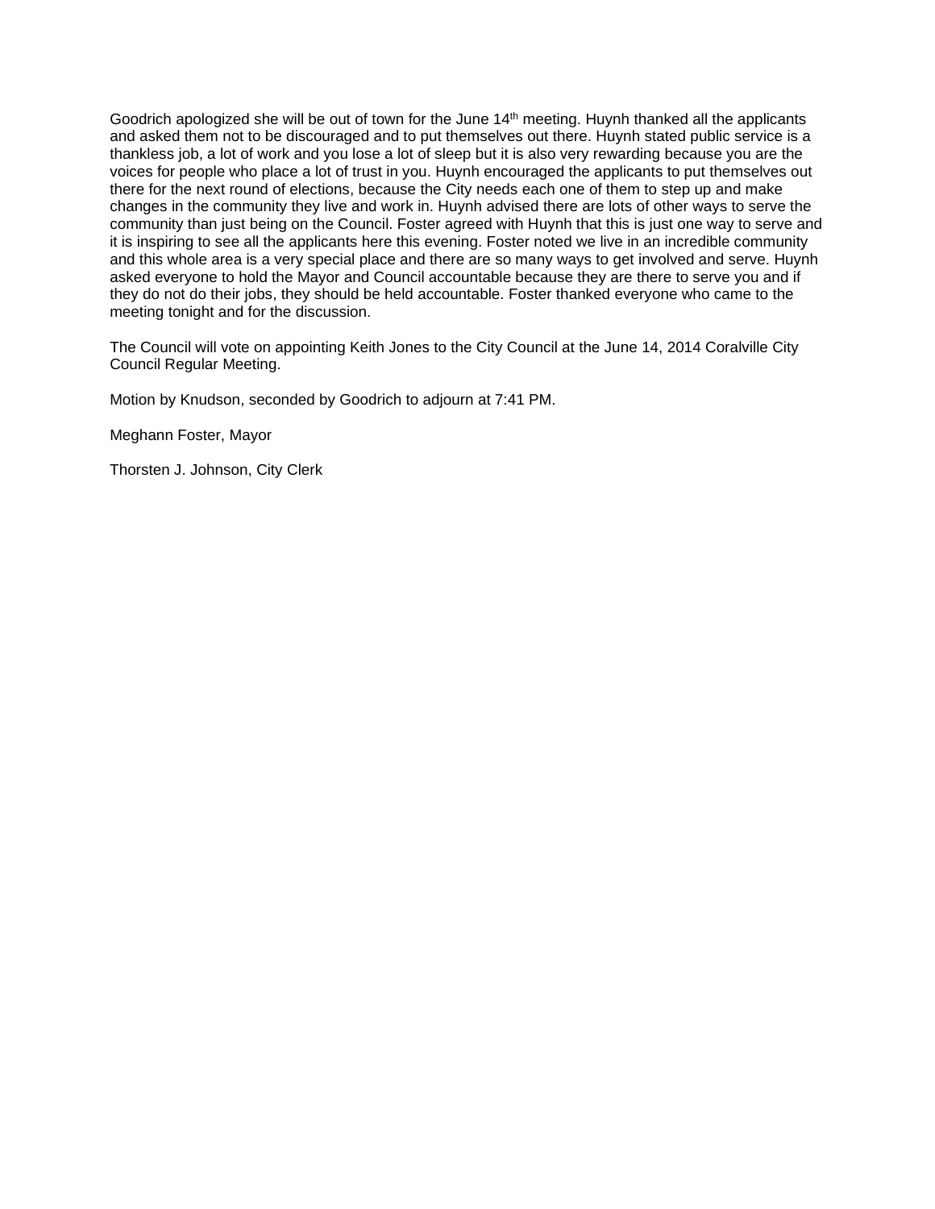Goodrich apologized she will be out of town for the June 14th meeting. Huynh thanked all the applicants and asked them not to be discouraged and to put themselves out there. Huynh stated public service is a thankless job, a lot of work and you lose a lot of sleep but it is also very rewarding because you are the voices for people who place a lot of trust in you. Huynh encouraged the applicants to put themselves out there for the next round of elections, because the City needs each one of them to step up and make changes in the community they live and work in. Huynh advised there are lots of other ways to serve the community than just being on the Council. Foster agreed with Huynh that this is just one way to serve and it is inspiring to see all the applicants here this evening. Foster noted we live in an incredible community and this whole area is a very special place and there are so many ways to get involved and serve. Huynh asked everyone to hold the Mayor and Council accountable because they are there to serve you and if they do not do their jobs, they should be held accountable. Foster thanked everyone who came to the meeting tonight and for the discussion.

The Council will vote on appointing Keith Jones to the City Council at the June 14, 2014 Coralville City Council Regular Meeting.

Motion by Knudson, seconded by Goodrich to adjourn at 7:41 PM.

Meghann Foster, Mayor

Thorsten J. Johnson, City Clerk